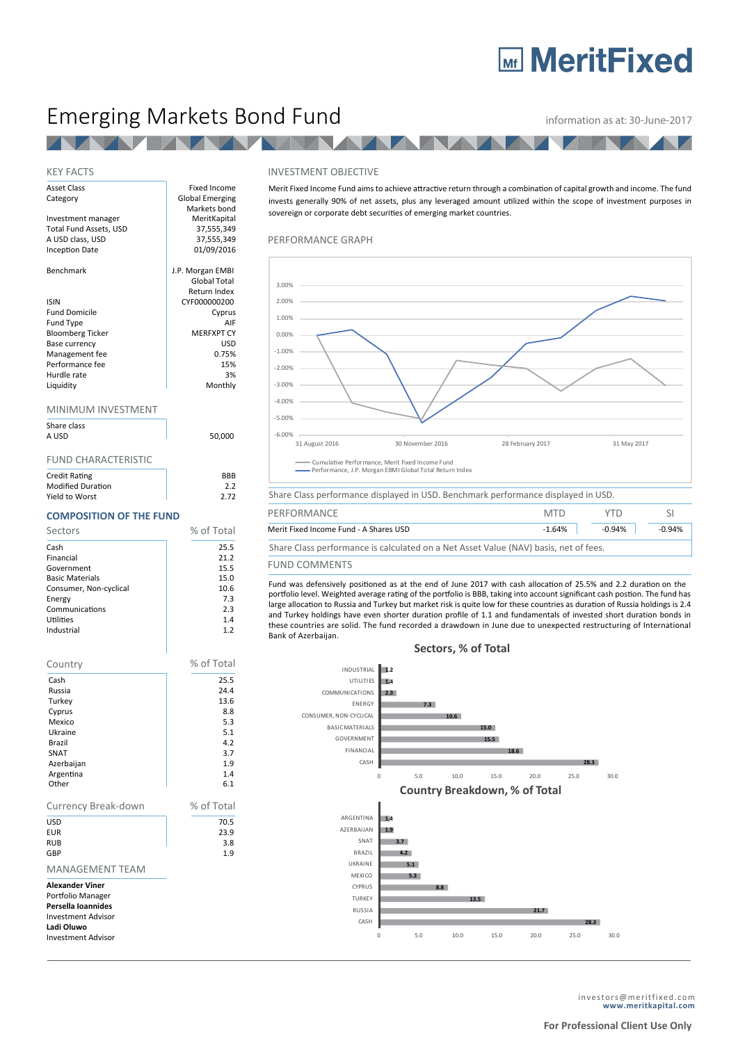# Emerging Markets Bond Fund

information as at: 30-June-2017

## KEY FACTS

| | |
|---|---|
| Asset Class | Fixed Income |
| Category | Global Emerging Markets bond |
| Investment manager | MeritKapital |
| Total Fund Assets, USD | 37,555,349 |
| A USD class, USD | 37,555,349 |
| Inception Date | 01/09/2016 |
| Benchmark | J.P. Morgan EMBI Global Total Return Index |
| ISIN | CYF000000200 |
| Fund Domicile | Cyprus |
| Fund Type | AIF |
| Bloomberg Ticker | MERFXPT CY |
| Base currency | USD |
| Management fee | 0.75% |
| Performance fee | 15% |
| Hurdle rate | 3% |
| Liquidity | Monthly |

## MINIMUM INVESTMENT

| Share class | |
|---|---|
| A USD | 50,000 |

## FUND CHARACTERISTIC

| | |
|---|---|
| Credit Rating | BBB |
| Modified Duration | 2.2 |
| Yield to Worst | 2.72 |

## COMPOSITION OF THE FUND

| Sectors | % of Total |
|---|---|
| Cash | 25.5 |
| Financial | 21.2 |
| Government | 15.5 |
| Basic Materials | 15.0 |
| Consumer, Non-cyclical | 10.6 |
| Energy | 7.3 |
| Communications | 2.3 |
| Utilities | 1.4 |
| Industrial | 1.2 |

| Country | % of Total |
|---|---|
| Cash | 25.5 |
| Russia | 24.4 |
| Turkey | 13.6 |
| Cyprus | 8.8 |
| Mexico | 5.3 |
| Ukraine | 5.1 |
| Brazil | 4.2 |
| SNAT | 3.7 |
| Azerbaijan | 1.9 |
| Argentina | 1.4 |
| Other | 6.1 |

| Currency Break-down | % of Total |
|---|---|
| USD | 70.5 |
| EUR | 23.9 |
| RUB | 3.8 |
| GBP | 1.9 |

## MANAGEMENT TEAM

**Alexander Viner**
Portfolio Manager
**Persella Ioannides**
Investment Advisor
**Ladi Oluwo**
Investment Advisor

## INVESTMENT OBJECTIVE

Merit Fixed Income Fund aims to achieve attractive return through a combination of capital growth and income. The fund invests generally 90% of net assets, plus any leveraged amount utilized within the scope of investment purposes in sovereign or corporate debt securities of emerging market countries.

## PERFORMANCE GRAPH

Cumulative Performance, Merit Fixed Income Fund
Performance, J.P. Morgan EMBI Global Total Return Index

Share Class performance displayed in USD. Benchmark performance displayed in USD.

| PERFORMANCE | MTD | YTD | SI |
|---|---|---|---|
| Merit Fixed Income Fund - A Shares USD | -1.64% | -0.94% | -0.94% |

Share Class performance is calculated on a Net Asset Value (NAV) basis, net of fees.

## FUND COMMENTS

Fund was defensively positioned as at the end of June 2017 with cash allocation of 25.5% and 2.2 duration on the portfolio level. Weighted average rating of the portfolio is BBB, taking into account significant cash postion. The fund has large allocation to Russia and Turkey but market risk is quite low for these countries as duration of Russia holdings is 2.4 and Turkey holdings have even shorter duration profile of 1.1 and fundamentals of invested short duration bonds in these countries are solid. The fund recorded a drawdown in June due to unexpected restructuring of International Bank of Azerbaijan.

**Sectors, % of Total**

| Sector | % |
|---|---|
| INDUSTRIAL | 1.2 |
| UTILITIES | 1.4 |
| COMMUNICATIONS | 2.3 |
| ENERGY | 7.3 |
| CONSUMER, NON-CYCLICAL | 10.6 |
| BASIC MATERIALS | 15.0 |
| GOVERNMENT | 15.5 |
| FINANCIAL | 18.6 |
| CASH | 28.3 |

**Country Breakdown, % of Total**

| Country | % |
|---|---|
| ARGENTINA | 1.4 |
| AZERBAIJAN | 1.9 |
| SNAT | 3.7 |
| BRAZIL | 4.2 |
| UKRAINE | 5.1 |
| MEXICO | 5.3 |
| CYPRUS | 8.8 |
| TURKEY | 13.5 |
| RUSSIA | 21.7 |
| CASH | 28.3 |

investors@meritfixed.com
**www.meritkapital.com**

**For Professional Client Use Only**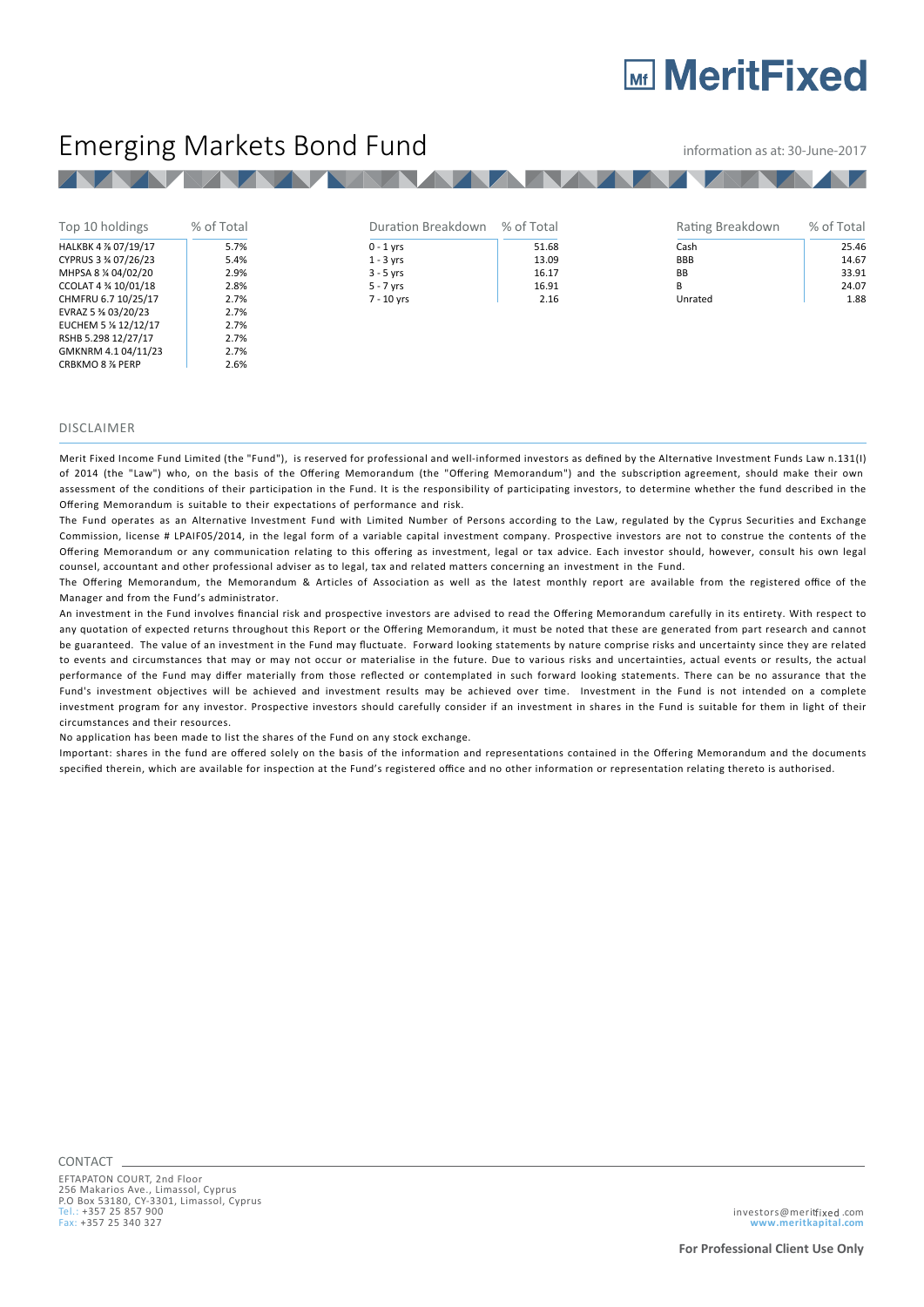# MeritFixed

## Emerging Markets Bond Fund

information as at: 30-June-2017

| Top 10 holdings | % of Total |
|---|---|
| HALKBK 4 ⅞ 07/19/17 | 5.7% |
| CYPRUS 3 ¾ 07/26/23 | 5.4% |
| MHPSA 8 ¼ 04/02/20 | 2.9% |
| CCOLAT 4 ¾ 10/01/18 | 2.8% |
| CHMFRU 6.7 10/25/17 | 2.7% |
| EVRAZ 5 ⅜ 03/20/23 | 2.7% |
| EUCHEM 5 ⅛ 12/12/17 | 2.7% |
| RSHB 5.298 12/27/17 | 2.7% |
| GMKNRM 4.1 04/11/23 | 2.7% |
| CRBKMO 8 ⅞ PERP | 2.6% |

| Duration Breakdown | % of Total |
|---|---|
| 0 - 1 yrs | 51.68 |
| 1 - 3 yrs | 13.09 |
| 3 - 5 yrs | 16.17 |
| 5 - 7 yrs | 16.91 |
| 7 - 10 yrs | 2.16 |

| Rating Breakdown | % of Total |
|---|---|
| Cash | 25.46 |
| BBB | 14.67 |
| BB | 33.91 |
| B | 24.07 |
| Unrated | 1.88 |

### DISCLAIMER

Merit Fixed Income Fund Limited (the "Fund"), is reserved for professional and well-informed investors as defined by the Alternative Investment Funds Law n.131(I) of 2014 (the "Law") who, on the basis of the Offering Memorandum (the "Offering Memorandum") and the subscription agreement, should make their own assessment of the conditions of their participation in the Fund. It is the responsibility of participating investors, to determine whether the fund described in the Offering Memorandum is suitable to their expectations of performance and risk.

The Fund operates as an Alternative Investment Fund with Limited Number of Persons according to the Law, regulated by the Cyprus Securities and Exchange Commission, license # LPAIF05/2014, in the legal form of a variable capital investment company. Prospective investors are not to construe the contents of the Offering Memorandum or any communication relating to this offering as investment, legal or tax advice. Each investor should, however, consult his own legal counsel, accountant and other professional adviser as to legal, tax and related matters concerning an investment in the Fund.

The Offering Memorandum, the Memorandum & Articles of Association as well as the latest monthly report are available from the registered office of the Manager and from the Fund's administrator.

An investment in the Fund involves financial risk and prospective investors are advised to read the Offering Memorandum carefully in its entirety. With respect to any quotation of expected returns throughout this Report or the Offering Memorandum, it must be noted that these are generated from part research and cannot be guaranteed. The value of an investment in the Fund may fluctuate. Forward looking statements by nature comprise risks and uncertainty since they are related to events and circumstances that may or may not occur or materialise in the future. Due to various risks and uncertainties, actual events or results, the actual performance of the Fund may differ materially from those reflected or contemplated in such forward looking statements. There can be no assurance that the Fund's investment objectives will be achieved and investment results may be achieved over time. Investment in the Fund is not intended on a complete investment program for any investor. Prospective investors should carefully consider if an investment in shares in the Fund is suitable for them in light of their circumstances and their resources.

No application has been made to list the shares of the Fund on any stock exchange.

Important: shares in the fund are offered solely on the basis of the information and representations contained in the Offering Memorandum and the documents specified therein, which are available for inspection at the Fund's registered office and no other information or representation relating thereto is authorised.

### CONTACT

EFTAPATON COURT, 2nd Floor
256 Makarios Ave., Limassol, Cyprus
P.O Box 53180, CY-3301, Limassol, Cyprus
Tel.: +357 25 857 900
Fax: +357 25 340 327

investors@meritfixed.com
www.meritkapital.com

**For Professional Client Use Only**